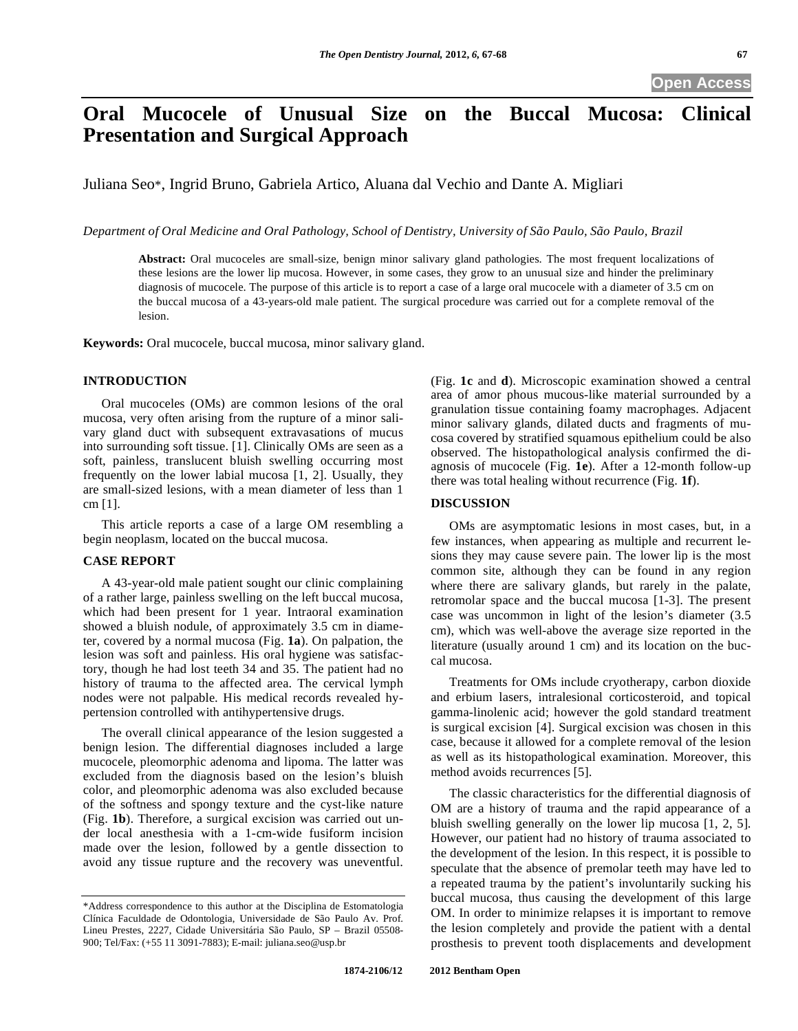# Oral Mucocele of Unusual Size on the Buccal Mucosa: Clinical Presentation and Surgical Approach

Juliana Seo*, Ingrid Bruno, Gabriela Artico, Aluana dal Vechio and Dante A. Migliari

*Department of Oral Medicine and Oral Pathology, School of Dentistry, University of São Paulo, São Paulo, Brazil*

**Abstract:** Oral mucoceles are small-size, benign minor salivary gland pathologies. The most frequent localizations of these lesions are the lower lip mucosa. However, in some cases, they grow to an unusual size and hinder the preliminary diagnosis of mucocele. The purpose of this article is to report a case of a large oral mucocele with a diameter of 3.5 cm on the buccal mucosa of a 43-years-old male patient. The surgical procedure was carried out for a complete removal of the lesion.

**Keywords:** Oral mucocele, buccal mucosa, minor salivary gland.

## INTRODUCTION

Oral mucoceles (OMs) are common lesions of the oral mucosa, very often arising from the rupture of a minor salivary gland duct with subsequent extravasations of mucus into surrounding soft tissue. [1]. Clinically OMs are seen as a soft, painless, translucent bluish swelling occurring most frequently on the lower labial mucosa [1, 2]. Usually, they are small-sized lesions, with a mean diameter of less than 1 cm [1].

This article reports a case of a large OM resembling a begin neoplasm, located on the buccal mucosa.

## CASE REPORT

A 43-year-old male patient sought our clinic complaining of a rather large, painless swelling on the left buccal mucosa, which had been present for 1 year. Intraoral examination showed a bluish nodule, of approximately 3.5 cm in diameter, covered by a normal mucosa (Fig. **1a**). On palpation, the lesion was soft and painless. His oral hygiene was satisfactory, though he had lost teeth 34 and 35. The patient had no history of trauma to the affected area. The cervical lymph nodes were not palpable. His medical records revealed hypertension controlled with antihypertensive drugs.

The overall clinical appearance of the lesion suggested a benign lesion. The differential diagnoses included a large mucocele, pleomorphic adenoma and lipoma. The latter was excluded from the diagnosis based on the lesion's bluish color, and pleomorphic adenoma was also excluded because of the softness and spongy texture and the cyst-like nature (Fig. **1b**). Therefore, a surgical excision was carried out under local anesthesia with a 1-cm-wide fusiform incision made over the lesion, followed by a gentle dissection to avoid any tissue rupture and the recovery was uneventful. (Fig. **1c** and **d**). Microscopic examination showed a central area of amor phous mucous-like material surrounded by a granulation tissue containing foamy macrophages. Adjacent minor salivary glands, dilated ducts and fragments of mucosa covered by stratified squamous epithelium could be also observed. The histopathological analysis confirmed the diagnosis of mucocele (Fig. **1e**). After a 12-month follow-up there was total healing without recurrence (Fig. **1f**).

## DISCUSSION

OMs are asymptomatic lesions in most cases, but, in a few instances, when appearing as multiple and recurrent lesions they may cause severe pain. The lower lip is the most common site, although they can be found in any region where there are salivary glands, but rarely in the palate, retromolar space and the buccal mucosa [1-3]. The present case was uncommon in light of the lesion's diameter (3.5 cm), which was well-above the average size reported in the literature (usually around 1 cm) and its location on the buccal mucosa.

Treatments for OMs include cryotherapy, carbon dioxide and erbium lasers, intralesional corticosteroid, and topical gamma-linolenic acid; however the gold standard treatment is surgical excision [4]. Surgical excision was chosen in this case, because it allowed for a complete removal of the lesion as well as its histopathological examination. Moreover, this method avoids recurrences [5].

The classic characteristics for the differential diagnosis of OM are a history of trauma and the rapid appearance of a bluish swelling generally on the lower lip mucosa [1, 2, 5]. However, our patient had no history of trauma associated to the development of the lesion. In this respect, it is possible to speculate that the absence of premolar teeth may have led to a repeated trauma by the patient's involuntarily sucking his buccal mucosa, thus causing the development of this large OM. In order to minimize relapses it is important to remove the lesion completely and provide the patient with a dental prosthesis to prevent tooth displacements and development

*Address correspondence to this author at the Disciplina de Estomatologia Clínica Faculdade de Odontologia, Universidade de São Paulo Av. Prof. Lineu Prestes, 2227, Cidade Universitária São Paulo, SP – Brazil 05508-900; Tel/Fax: (+55 11 3091-7883); E-mail: juliana.seo@usp.br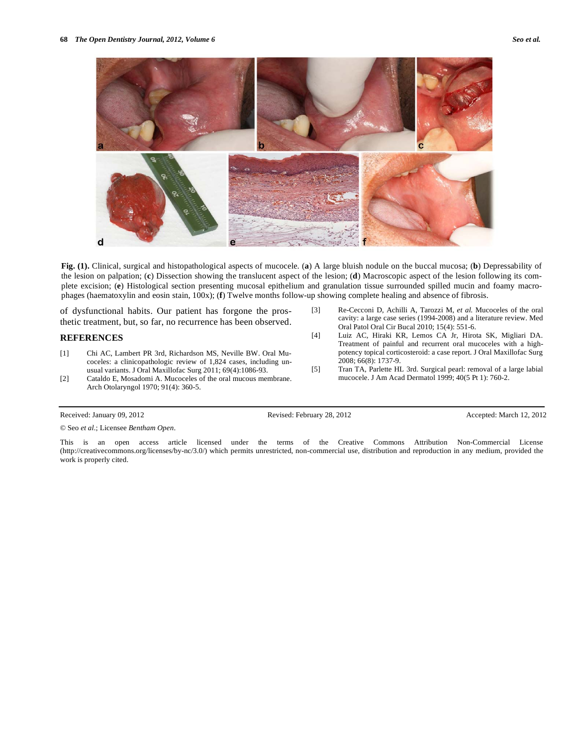**Fig. (1).** Clinical, surgical and histopathological aspects of mucocele. (**a**) A large bluish nodule on the buccal mucosa; (**b**) Depressability of the lesion on palpation; (**c**) Dissection showing the translucent aspect of the lesion; (**d**) Macroscopic aspect of the lesion following its complete excision; (**e**) Histological section presenting mucosal epithelium and granulation tissue surrounded spilled mucin and foamy macrophages (haematoxylin and eosin stain, 100x); (**f**) Twelve months follow-up showing complete healing and absence of fibrosis.

of dysfunctional habits. Our patient has forgone the prosthetic treatment, but, so far, no recurrence has been observed.

## REFERENCES

[1] Chi AC, Lambert PR 3rd, Richardson MS, Neville BW. Oral Mucoceles: a clinicopathologic review of 1,824 cases, including unusual variants. J Oral Maxillofac Surg 2011; 69(4):1086-93.

[2] Cataldo E, Mosadomi A. Mucoceles of the oral mucous membrane. Arch Otolaryngol 1970; 91(4): 360-5.

[3] Re-Cecconi D, Achilli A, Tarozzi M, *et al.* Mucoceles of the oral cavity: a large case series (1994-2008) and a literature review. Med Oral Patol Oral Cir Bucal 2010; 15(4): 551-6.

[4] Luiz AC, Hiraki KR, Lemos CA Jr, Hirota SK, Migliari DA. Treatment of painful and recurrent oral mucoceles with a high-potency topical corticosteroid: a case report. J Oral Maxillofac Surg 2008; 66(8): 1737-9.

[5] Tran TA, Parlette HL 3rd. Surgical pearl: removal of a large labial mucocele. J Am Acad Dermatol 1999; 40(5 Pt 1): 760-2.

Received: January 09, 2012 Revised: February 28, 2012 Accepted: March 12, 2012

© Seo *et al.*; Licensee *Bentham Open*.

This is an open access article licensed under the terms of the Creative Commons Attribution Non-Commercial License (http://creativecommons.org/licenses/by-nc/3.0/) which permits unrestricted, non-commercial use, distribution and reproduction in any medium, provided the work is properly cited.